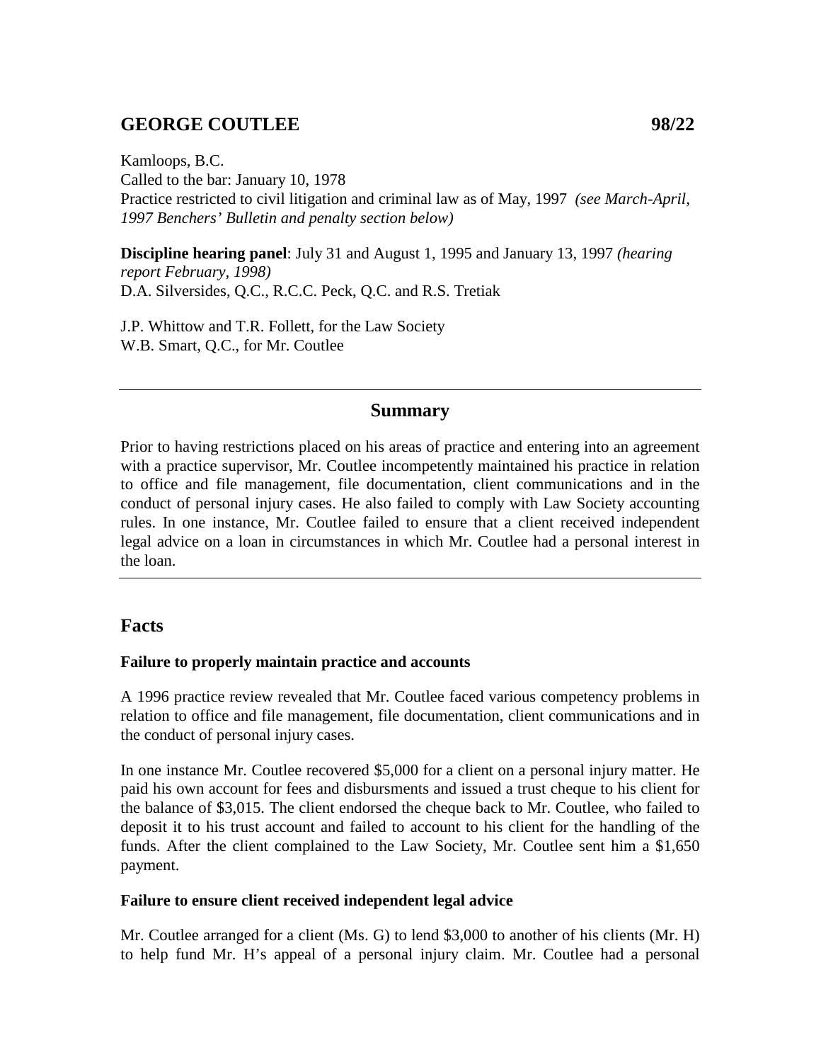## GEORGE COUTLEE 98/22

Kamloops, B.C.
Called to the bar: January 10, 1978
Practice restricted to civil litigation and criminal law as of May, 1997 *(see March-April, 1997 Benchers' Bulletin and penalty section below)*

**Discipline hearing panel**: July 31 and August 1, 1995 and January 13, 1997 *(hearing report February, 1998)*
D.A. Silversides, Q.C., R.C.C. Peck, Q.C. and R.S. Tretiak

J.P. Whittow and T.R. Follett, for the Law Society
W.B. Smart, Q.C., for Mr. Coutlee

---

### Summary

Prior to having restrictions placed on his areas of practice and entering into an agreement with a practice supervisor, Mr. Coutlee incompetently maintained his practice in relation to office and file management, file documentation, client communications and in the conduct of personal injury cases. He also failed to comply with Law Society accounting rules. In one instance, Mr. Coutlee failed to ensure that a client received independent legal advice on a loan in circumstances in which Mr. Coutlee had a personal interest in the loan.

---

## Facts

**Failure to properly maintain practice and accounts**

A 1996 practice review revealed that Mr. Coutlee faced various competency problems in relation to office and file management, file documentation, client communications and in the conduct of personal injury cases.

In one instance Mr. Coutlee recovered $5,000 for a client on a personal injury matter. He paid his own account for fees and disbursments and issued a trust cheque to his client for the balance of $3,015. The client endorsed the cheque back to Mr. Coutlee, who failed to deposit it to his trust account and failed to account to his client for the handling of the funds. After the client complained to the Law Society, Mr. Coutlee sent him a $1,650 payment.

**Failure to ensure client received independent legal advice**

Mr. Coutlee arranged for a client (Ms. G) to lend $3,000 to another of his clients (Mr. H) to help fund Mr. H's appeal of a personal injury claim. Mr. Coutlee had a personal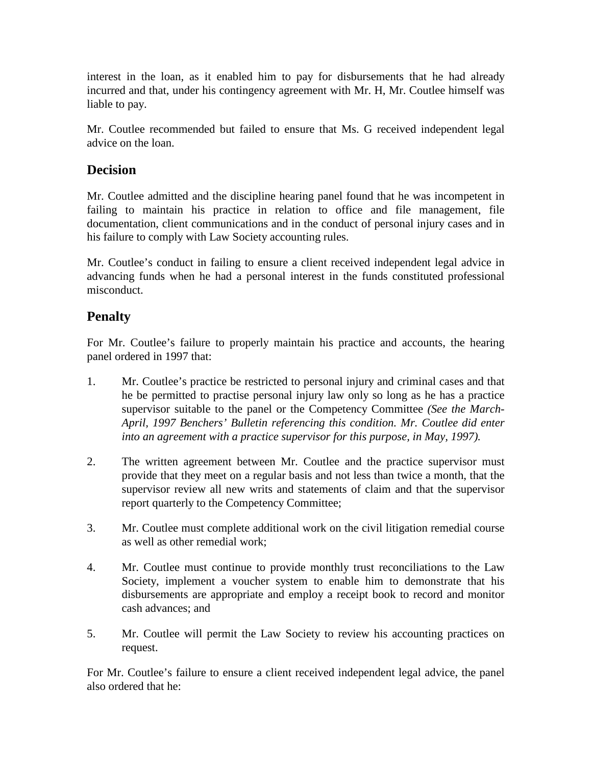interest in the loan, as it enabled him to pay for disbursements that he had already incurred and that, under his contingency agreement with Mr. H, Mr. Coutlee himself was liable to pay.

Mr. Coutlee recommended but failed to ensure that Ms. G received independent legal advice on the loan.

## Decision

Mr. Coutlee admitted and the discipline hearing panel found that he was incompetent in failing to maintain his practice in relation to office and file management, file documentation, client communications and in the conduct of personal injury cases and in his failure to comply with Law Society accounting rules.

Mr. Coutlee's conduct in failing to ensure a client received independent legal advice in advancing funds when he had a personal interest in the funds constituted professional misconduct.

## Penalty

For Mr. Coutlee's failure to properly maintain his practice and accounts, the hearing panel ordered in 1997 that:

1. Mr. Coutlee's practice be restricted to personal injury and criminal cases and that he be permitted to practise personal injury law only so long as he has a practice supervisor suitable to the panel or the Competency Committee *(See the March-April, 1997 Benchers' Bulletin referencing this condition. Mr. Coutlee did enter into an agreement with a practice supervisor for this purpose, in May, 1997).*

2. The written agreement between Mr. Coutlee and the practice supervisor must provide that they meet on a regular basis and not less than twice a month, that the supervisor review all new writs and statements of claim and that the supervisor report quarterly to the Competency Committee;

3. Mr. Coutlee must complete additional work on the civil litigation remedial course as well as other remedial work;

4. Mr. Coutlee must continue to provide monthly trust reconciliations to the Law Society, implement a voucher system to enable him to demonstrate that his disbursements are appropriate and employ a receipt book to record and monitor cash advances; and

5. Mr. Coutlee will permit the Law Society to review his accounting practices on request.

For Mr. Coutlee's failure to ensure a client received independent legal advice, the panel also ordered that he: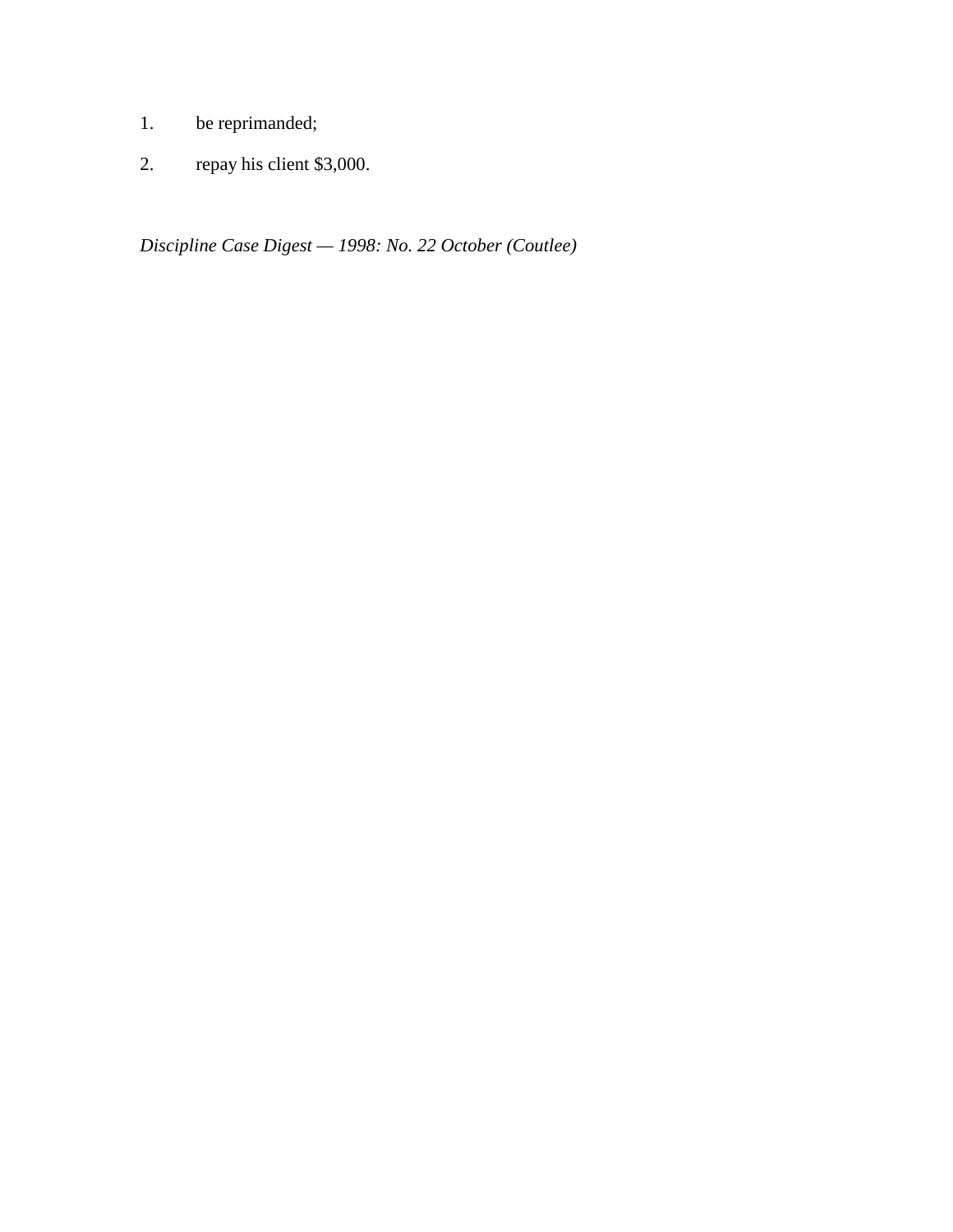1. be reprimanded;
2. repay his client $3,000.

*Discipline Case Digest — 1998: No. 22 October (Coutlee)*